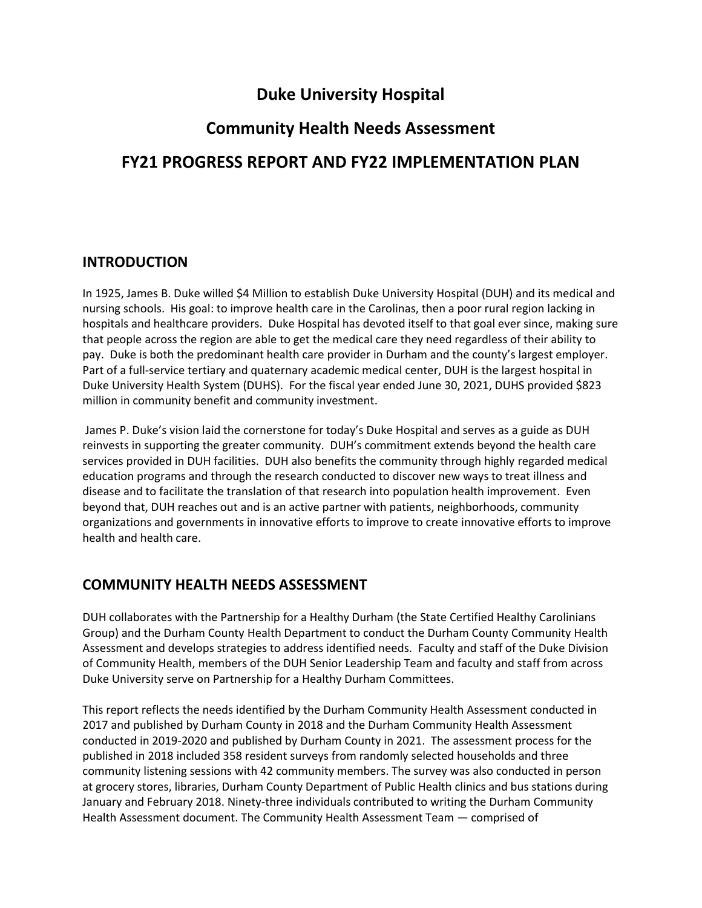# Duke University Hospital

# Community Health Needs Assessment

# FY21 PROGRESS REPORT AND FY22 IMPLEMENTATION PLAN

## INTRODUCTION

In 1925, James B. Duke willed $4 Million to establish Duke University Hospital (DUH) and its medical and nursing schools. His goal: to improve health care in the Carolinas, then a poor rural region lacking in hospitals and healthcare providers. Duke Hospital has devoted itself to that goal ever since, making sure that people across the region are able to get the medical care they need regardless of their ability to pay. Duke is both the predominant health care provider in Durham and the county's largest employer. Part of a full-service tertiary and quaternary academic medical center, DUH is the largest hospital in Duke University Health System (DUHS). For the fiscal year ended June 30, 2021, DUHS provided $823 million in community benefit and community investment.

James P. Duke's vision laid the cornerstone for today's Duke Hospital and serves as a guide as DUH reinvests in supporting the greater community. DUH's commitment extends beyond the health care services provided in DUH facilities. DUH also benefits the community through highly regarded medical education programs and through the research conducted to discover new ways to treat illness and disease and to facilitate the translation of that research into population health improvement. Even beyond that, DUH reaches out and is an active partner with patients, neighborhoods, community organizations and governments in innovative efforts to improve to create innovative efforts to improve health and health care.

## COMMUNITY HEALTH NEEDS ASSESSMENT

DUH collaborates with the Partnership for a Healthy Durham (the State Certified Healthy Carolinians Group) and the Durham County Health Department to conduct the Durham County Community Health Assessment and develops strategies to address identified needs. Faculty and staff of the Duke Division of Community Health, members of the DUH Senior Leadership Team and faculty and staff from across Duke University serve on Partnership for a Healthy Durham Committees.

This report reflects the needs identified by the Durham Community Health Assessment conducted in 2017 and published by Durham County in 2018 and the Durham Community Health Assessment conducted in 2019-2020 and published by Durham County in 2021. The assessment process for the published in 2018 included 358 resident surveys from randomly selected households and three community listening sessions with 42 community members. The survey was also conducted in person at grocery stores, libraries, Durham County Department of Public Health clinics and bus stations during January and February 2018. Ninety-three individuals contributed to writing the Durham Community Health Assessment document. The Community Health Assessment Team — comprised of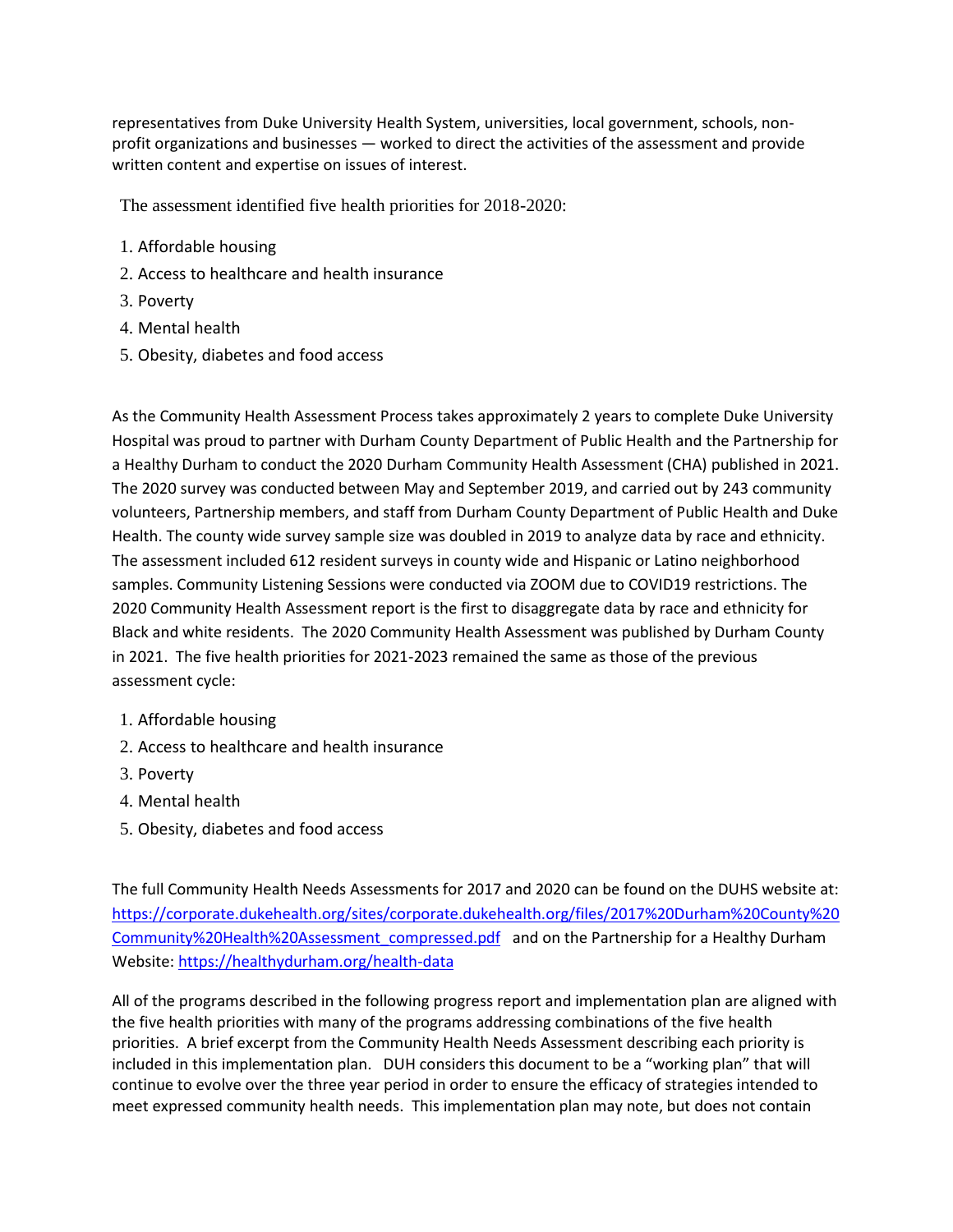representatives from Duke University Health System, universities, local government, schools, non-profit organizations and businesses — worked to direct the activities of the assessment and provide written content and expertise on issues of interest.

The assessment identified five health priorities for 2018-2020:

1. Affordable housing
2. Access to healthcare and health insurance
3. Poverty
4. Mental health
5. Obesity, diabetes and food access

As the Community Health Assessment Process takes approximately 2 years to complete Duke University Hospital was proud to partner with Durham County Department of Public Health and the Partnership for a Healthy Durham to conduct the 2020 Durham Community Health Assessment (CHA) published in 2021. The 2020 survey was conducted between May and September 2019, and carried out by 243 community volunteers, Partnership members, and staff from Durham County Department of Public Health and Duke Health. The county wide survey sample size was doubled in 2019 to analyze data by race and ethnicity. The assessment included 612 resident surveys in county wide and Hispanic or Latino neighborhood samples. Community Listening Sessions were conducted via ZOOM due to COVID19 restrictions. The 2020 Community Health Assessment report is the first to disaggregate data by race and ethnicity for Black and white residents. The 2020 Community Health Assessment was published by Durham County in 2021. The five health priorities for 2021-2023 remained the same as those of the previous assessment cycle:

1. Affordable housing
2. Access to healthcare and health insurance
3. Poverty
4. Mental health
5. Obesity, diabetes and food access

The full Community Health Needs Assessments for 2017 and 2020 can be found on the DUHS website at: [https://corporate.dukehealth.org/sites/corporate.dukehealth.org/files/2017%20Durham%20County%20Community%20Health%20Assessment_compressed.pdf](https://corporate.dukehealth.org/sites/corporate.dukehealth.org/files/2017%20Durham%20County%20Community%20Health%20Assessment_compressed.pdf) and on the Partnership for a Healthy Durham Website: [https://healthydurham.org/health-data](https://healthydurham.org/health-data)

All of the programs described in the following progress report and implementation plan are aligned with the five health priorities with many of the programs addressing combinations of the five health priorities. A brief excerpt from the Community Health Needs Assessment describing each priority is included in this implementation plan. DUH considers this document to be a "working plan" that will continue to evolve over the three year period in order to ensure the efficacy of strategies intended to meet expressed community health needs. This implementation plan may note, but does not contain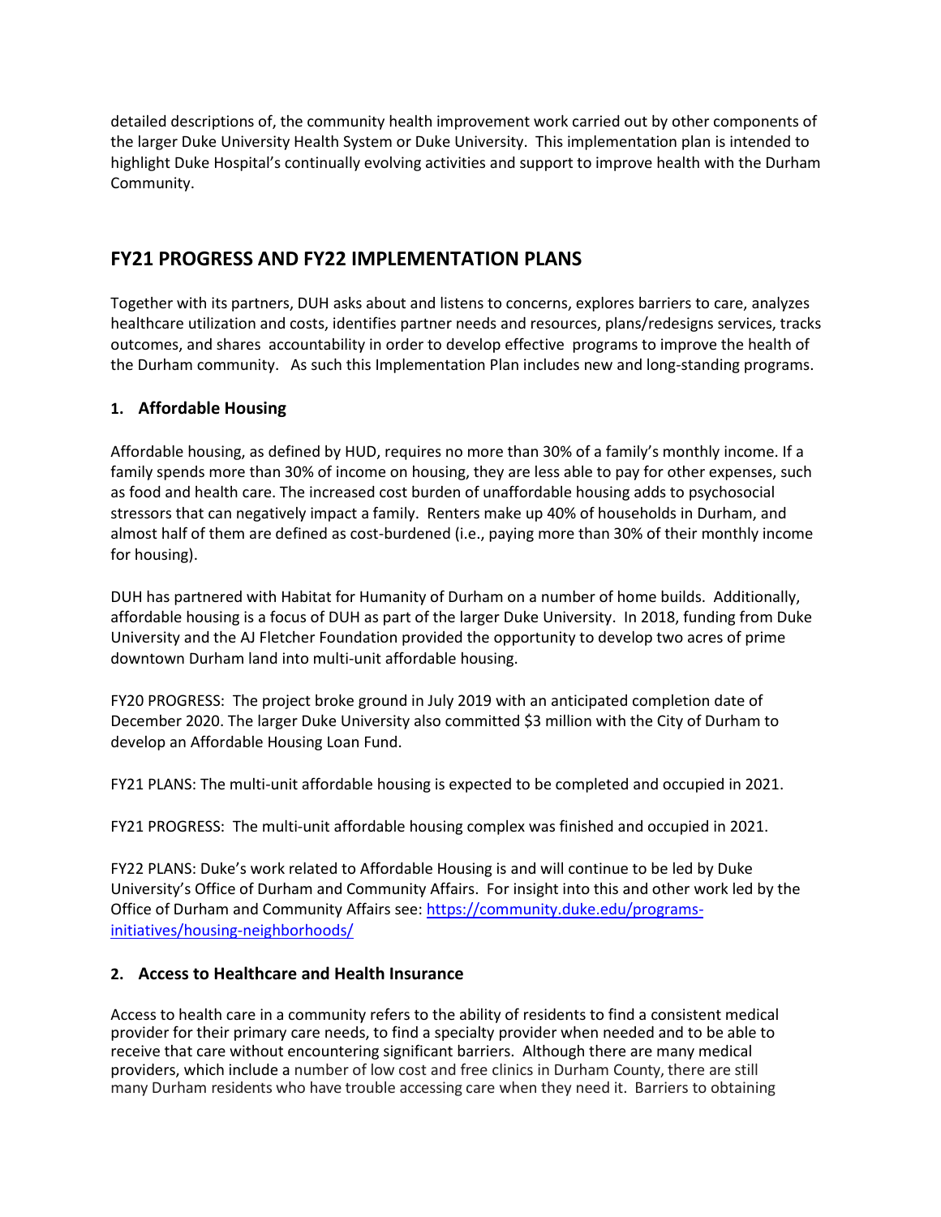detailed descriptions of, the community health improvement work carried out by other components of the larger Duke University Health System or Duke University. This implementation plan is intended to highlight Duke Hospital's continually evolving activities and support to improve health with the Durham Community.

## FY21 PROGRESS AND FY22 IMPLEMENTATION PLANS

Together with its partners, DUH asks about and listens to concerns, explores barriers to care, analyzes healthcare utilization and costs, identifies partner needs and resources, plans/redesigns services, tracks outcomes, and shares accountability in order to develop effective programs to improve the health of the Durham community. As such this Implementation Plan includes new and long-standing programs.

### 1. Affordable Housing

Affordable housing, as defined by HUD, requires no more than 30% of a family's monthly income. If a family spends more than 30% of income on housing, they are less able to pay for other expenses, such as food and health care. The increased cost burden of unaffordable housing adds to psychosocial stressors that can negatively impact a family. Renters make up 40% of households in Durham, and almost half of them are defined as cost-burdened (i.e., paying more than 30% of their monthly income for housing).

DUH has partnered with Habitat for Humanity of Durham on a number of home builds. Additionally, affordable housing is a focus of DUH as part of the larger Duke University. In 2018, funding from Duke University and the AJ Fletcher Foundation provided the opportunity to develop two acres of prime downtown Durham land into multi-unit affordable housing.

FY20 PROGRESS: The project broke ground in July 2019 with an anticipated completion date of December 2020. The larger Duke University also committed $3 million with the City of Durham to develop an Affordable Housing Loan Fund.

FY21 PLANS: The multi-unit affordable housing is expected to be completed and occupied in 2021.

FY21 PROGRESS: The multi-unit affordable housing complex was finished and occupied in 2021.

FY22 PLANS: Duke's work related to Affordable Housing is and will continue to be led by Duke University's Office of Durham and Community Affairs. For insight into this and other work led by the Office of Durham and Community Affairs see: [https://community.duke.edu/programs-initiatives/housing-neighborhoods/](https://community.duke.edu/programs-initiatives/housing-neighborhoods/)

### 2. Access to Healthcare and Health Insurance

Access to health care in a community refers to the ability of residents to find a consistent medical provider for their primary care needs, to find a specialty provider when needed and to be able to receive that care without encountering significant barriers. Although there are many medical providers, which include a number of low cost and free clinics in Durham County, there are still many Durham residents who have trouble accessing care when they need it. Barriers to obtaining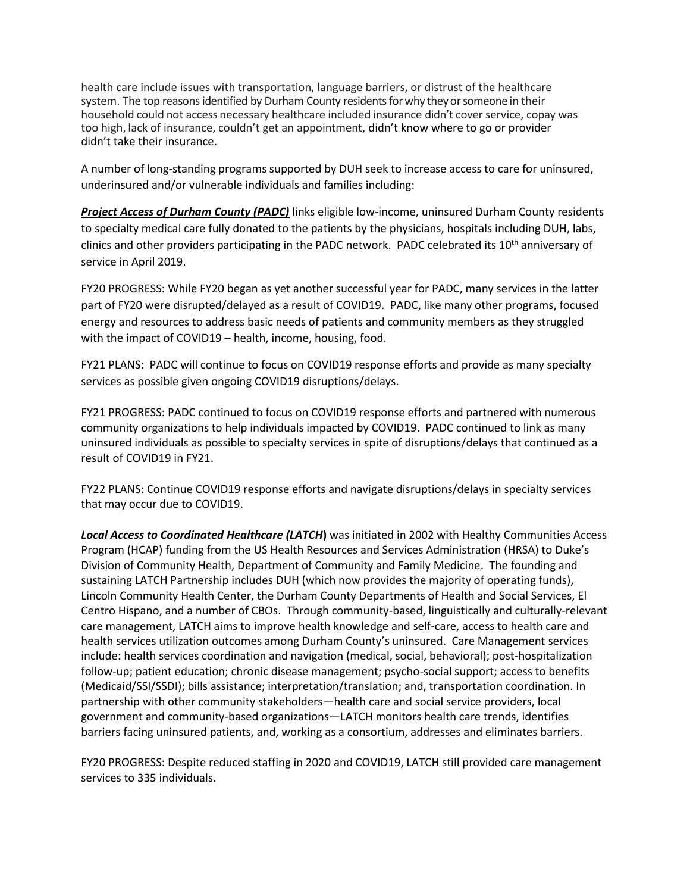health care include issues with transportation, language barriers, or distrust of the healthcare system. The top reasons identified by Durham County residents for why they or someone in their household could not access necessary healthcare included insurance didn't cover service, copay was too high, lack of insurance, couldn't get an appointment, didn't know where to go or provider didn't take their insurance.

A number of long-standing programs supported by DUH seek to increase access to care for uninsured, underinsured and/or vulnerable individuals and families including:

***Project Access of Durham County (PADC)*** links eligible low-income, uninsured Durham County residents to specialty medical care fully donated to the patients by the physicians, hospitals including DUH, labs, clinics and other providers participating in the PADC network. PADC celebrated its 10th anniversary of service in April 2019.

FY20 PROGRESS: While FY20 began as yet another successful year for PADC, many services in the latter part of FY20 were disrupted/delayed as a result of COVID19. PADC, like many other programs, focused energy and resources to address basic needs of patients and community members as they struggled with the impact of COVID19 – health, income, housing, food.

FY21 PLANS: PADC will continue to focus on COVID19 response efforts and provide as many specialty services as possible given ongoing COVID19 disruptions/delays.

FY21 PROGRESS: PADC continued to focus on COVID19 response efforts and partnered with numerous community organizations to help individuals impacted by COVID19. PADC continued to link as many uninsured individuals as possible to specialty services in spite of disruptions/delays that continued as a result of COVID19 in FY21.

FY22 PLANS: Continue COVID19 response efforts and navigate disruptions/delays in specialty services that may occur due to COVID19.

***Local Access to Coordinated Healthcare (LATCH)*** was initiated in 2002 with Healthy Communities Access Program (HCAP) funding from the US Health Resources and Services Administration (HRSA) to Duke's Division of Community Health, Department of Community and Family Medicine. The founding and sustaining LATCH Partnership includes DUH (which now provides the majority of operating funds), Lincoln Community Health Center, the Durham County Departments of Health and Social Services, El Centro Hispano, and a number of CBOs. Through community-based, linguistically and culturally-relevant care management, LATCH aims to improve health knowledge and self-care, access to health care and health services utilization outcomes among Durham County's uninsured. Care Management services include: health services coordination and navigation (medical, social, behavioral); post-hospitalization follow-up; patient education; chronic disease management; psycho-social support; access to benefits (Medicaid/SSI/SSDI); bills assistance; interpretation/translation; and, transportation coordination. In partnership with other community stakeholders—health care and social service providers, local government and community-based organizations—LATCH monitors health care trends, identifies barriers facing uninsured patients, and, working as a consortium, addresses and eliminates barriers.

FY20 PROGRESS: Despite reduced staffing in 2020 and COVID19, LATCH still provided care management services to 335 individuals.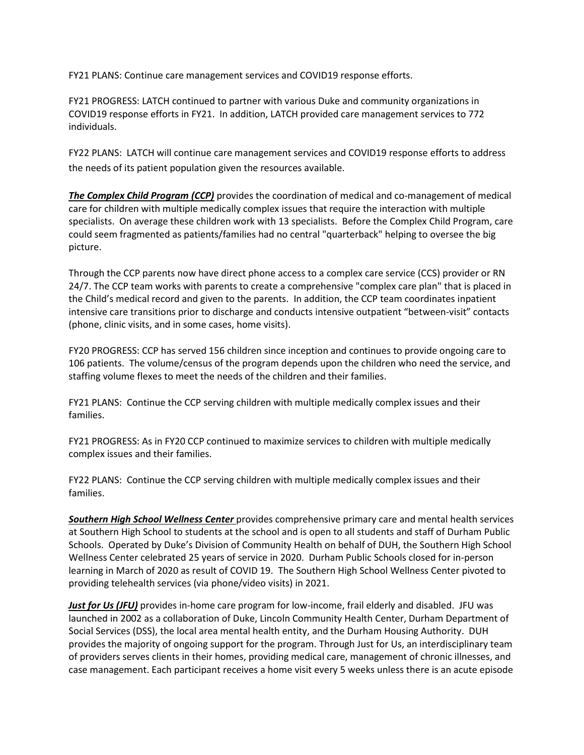FY21 PLANS: Continue care management services and COVID19 response efforts.

FY21 PROGRESS: LATCH continued to partner with various Duke and community organizations in COVID19 response efforts in FY21. In addition, LATCH provided care management services to 772 individuals.

FY22 PLANS: LATCH will continue care management services and COVID19 response efforts to address the needs of its patient population given the resources available.

***The Complex Child Program (CCP)*** provides the coordination of medical and co-management of medical care for children with multiple medically complex issues that require the interaction with multiple specialists. On average these children work with 13 specialists. Before the Complex Child Program, care could seem fragmented as patients/families had no central "quarterback" helping to oversee the big picture.

Through the CCP parents now have direct phone access to a complex care service (CCS) provider or RN 24/7. The CCP team works with parents to create a comprehensive "complex care plan" that is placed in the Child's medical record and given to the parents. In addition, the CCP team coordinates inpatient intensive care transitions prior to discharge and conducts intensive outpatient "between-visit" contacts (phone, clinic visits, and in some cases, home visits).

FY20 PROGRESS: CCP has served 156 children since inception and continues to provide ongoing care to 106 patients. The volume/census of the program depends upon the children who need the service, and staffing volume flexes to meet the needs of the children and their families.

FY21 PLANS: Continue the CCP serving children with multiple medically complex issues and their families.

FY21 PROGRESS: As in FY20 CCP continued to maximize services to children with multiple medically complex issues and their families.

FY22 PLANS: Continue the CCP serving children with multiple medically complex issues and their families.

***Southern High School Wellness Center*** provides comprehensive primary care and mental health services at Southern High School to students at the school and is open to all students and staff of Durham Public Schools. Operated by Duke's Division of Community Health on behalf of DUH, the Southern High School Wellness Center celebrated 25 years of service in 2020. Durham Public Schools closed for in-person learning in March of 2020 as result of COVID 19. The Southern High School Wellness Center pivoted to providing telehealth services (via phone/video visits) in 2021.

***Just for Us (JFU)*** provides in-home care program for low-income, frail elderly and disabled. JFU was launched in 2002 as a collaboration of Duke, Lincoln Community Health Center, Durham Department of Social Services (DSS), the local area mental health entity, and the Durham Housing Authority. DUH provides the majority of ongoing support for the program. Through Just for Us, an interdisciplinary team of providers serves clients in their homes, providing medical care, management of chronic illnesses, and case management. Each participant receives a home visit every 5 weeks unless there is an acute episode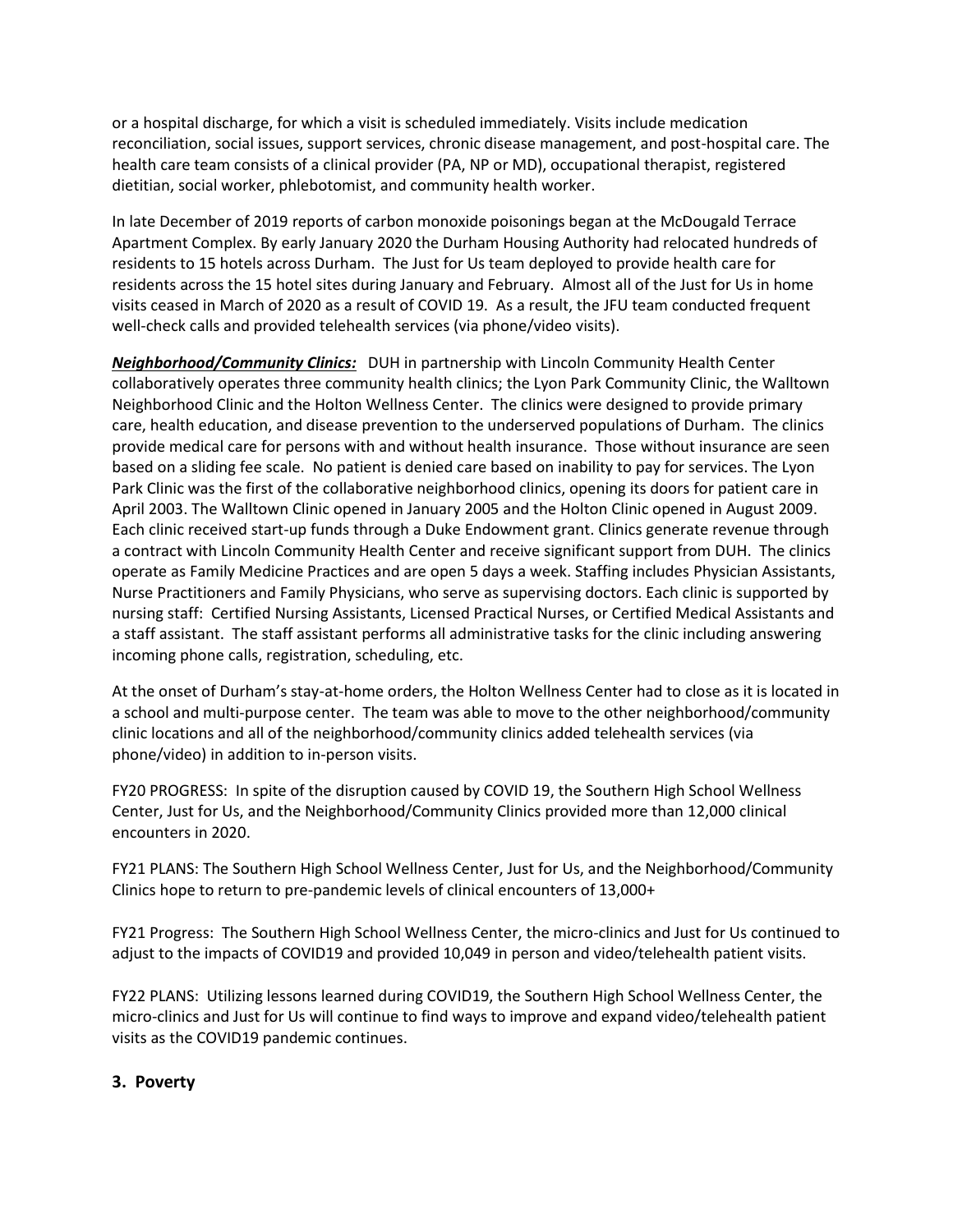or a hospital discharge, for which a visit is scheduled immediately. Visits include medication reconciliation, social issues, support services, chronic disease management, and post-hospital care. The health care team consists of a clinical provider (PA, NP or MD), occupational therapist, registered dietitian, social worker, phlebotomist, and community health worker.

In late December of 2019 reports of carbon monoxide poisonings began at the McDougald Terrace Apartment Complex. By early January 2020 the Durham Housing Authority had relocated hundreds of residents to 15 hotels across Durham. The Just for Us team deployed to provide health care for residents across the 15 hotel sites during January and February. Almost all of the Just for Us in home visits ceased in March of 2020 as a result of COVID 19. As a result, the JFU team conducted frequent well-check calls and provided telehealth services (via phone/video visits).

***Neighborhood/Community Clinics:*** DUH in partnership with Lincoln Community Health Center collaboratively operates three community health clinics; the Lyon Park Community Clinic, the Walltown Neighborhood Clinic and the Holton Wellness Center. The clinics were designed to provide primary care, health education, and disease prevention to the underserved populations of Durham. The clinics provide medical care for persons with and without health insurance. Those without insurance are seen based on a sliding fee scale. No patient is denied care based on inability to pay for services. The Lyon Park Clinic was the first of the collaborative neighborhood clinics, opening its doors for patient care in April 2003. The Walltown Clinic opened in January 2005 and the Holton Clinic opened in August 2009. Each clinic received start-up funds through a Duke Endowment grant. Clinics generate revenue through a contract with Lincoln Community Health Center and receive significant support from DUH. The clinics operate as Family Medicine Practices and are open 5 days a week. Staffing includes Physician Assistants, Nurse Practitioners and Family Physicians, who serve as supervising doctors. Each clinic is supported by nursing staff: Certified Nursing Assistants, Licensed Practical Nurses, or Certified Medical Assistants and a staff assistant. The staff assistant performs all administrative tasks for the clinic including answering incoming phone calls, registration, scheduling, etc.

At the onset of Durham's stay-at-home orders, the Holton Wellness Center had to close as it is located in a school and multi-purpose center. The team was able to move to the other neighborhood/community clinic locations and all of the neighborhood/community clinics added telehealth services (via phone/video) in addition to in-person visits.

FY20 PROGRESS: In spite of the disruption caused by COVID 19, the Southern High School Wellness Center, Just for Us, and the Neighborhood/Community Clinics provided more than 12,000 clinical encounters in 2020.

FY21 PLANS: The Southern High School Wellness Center, Just for Us, and the Neighborhood/Community Clinics hope to return to pre-pandemic levels of clinical encounters of 13,000+

FY21 Progress: The Southern High School Wellness Center, the micro-clinics and Just for Us continued to adjust to the impacts of COVID19 and provided 10,049 in person and video/telehealth patient visits.

FY22 PLANS: Utilizing lessons learned during COVID19, the Southern High School Wellness Center, the micro-clinics and Just for Us will continue to find ways to improve and expand video/telehealth patient visits as the COVID19 pandemic continues.

## 3. Poverty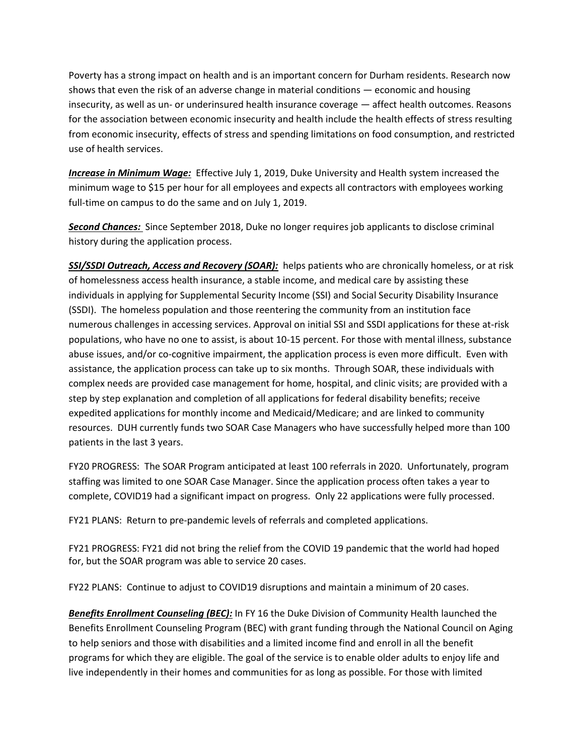Poverty has a strong impact on health and is an important concern for Durham residents. Research now shows that even the risk of an adverse change in material conditions — economic and housing insecurity, as well as un- or underinsured health insurance coverage — affect health outcomes. Reasons for the association between economic insecurity and health include the health effects of stress resulting from economic insecurity, effects of stress and spending limitations on food consumption, and restricted use of health services.

***Increase in Minimum Wage:*** Effective July 1, 2019, Duke University and Health system increased the minimum wage to $15 per hour for all employees and expects all contractors with employees working full-time on campus to do the same and on July 1, 2019.

***Second Chances:*** Since September 2018, Duke no longer requires job applicants to disclose criminal history during the application process.

***SSI/SSDI Outreach, Access and Recovery (SOAR):*** helps patients who are chronically homeless, or at risk of homelessness access health insurance, a stable income, and medical care by assisting these individuals in applying for Supplemental Security Income (SSI) and Social Security Disability Insurance (SSDI). The homeless population and those reentering the community from an institution face numerous challenges in accessing services. Approval on initial SSI and SSDI applications for these at-risk populations, who have no one to assist, is about 10-15 percent. For those with mental illness, substance abuse issues, and/or co-cognitive impairment, the application process is even more difficult. Even with assistance, the application process can take up to six months. Through SOAR, these individuals with complex needs are provided case management for home, hospital, and clinic visits; are provided with a step by step explanation and completion of all applications for federal disability benefits; receive expedited applications for monthly income and Medicaid/Medicare; and are linked to community resources. DUH currently funds two SOAR Case Managers who have successfully helped more than 100 patients in the last 3 years.

FY20 PROGRESS: The SOAR Program anticipated at least 100 referrals in 2020. Unfortunately, program staffing was limited to one SOAR Case Manager. Since the application process often takes a year to complete, COVID19 had a significant impact on progress. Only 22 applications were fully processed.

FY21 PLANS: Return to pre-pandemic levels of referrals and completed applications.

FY21 PROGRESS: FY21 did not bring the relief from the COVID 19 pandemic that the world had hoped for, but the SOAR program was able to service 20 cases.

FY22 PLANS: Continue to adjust to COVID19 disruptions and maintain a minimum of 20 cases.

***Benefits Enrollment Counseling (BEC):*** In FY 16 the Duke Division of Community Health launched the Benefits Enrollment Counseling Program (BEC) with grant funding through the National Council on Aging to help seniors and those with disabilities and a limited income find and enroll in all the benefit programs for which they are eligible. The goal of the service is to enable older adults to enjoy life and live independently in their homes and communities for as long as possible. For those with limited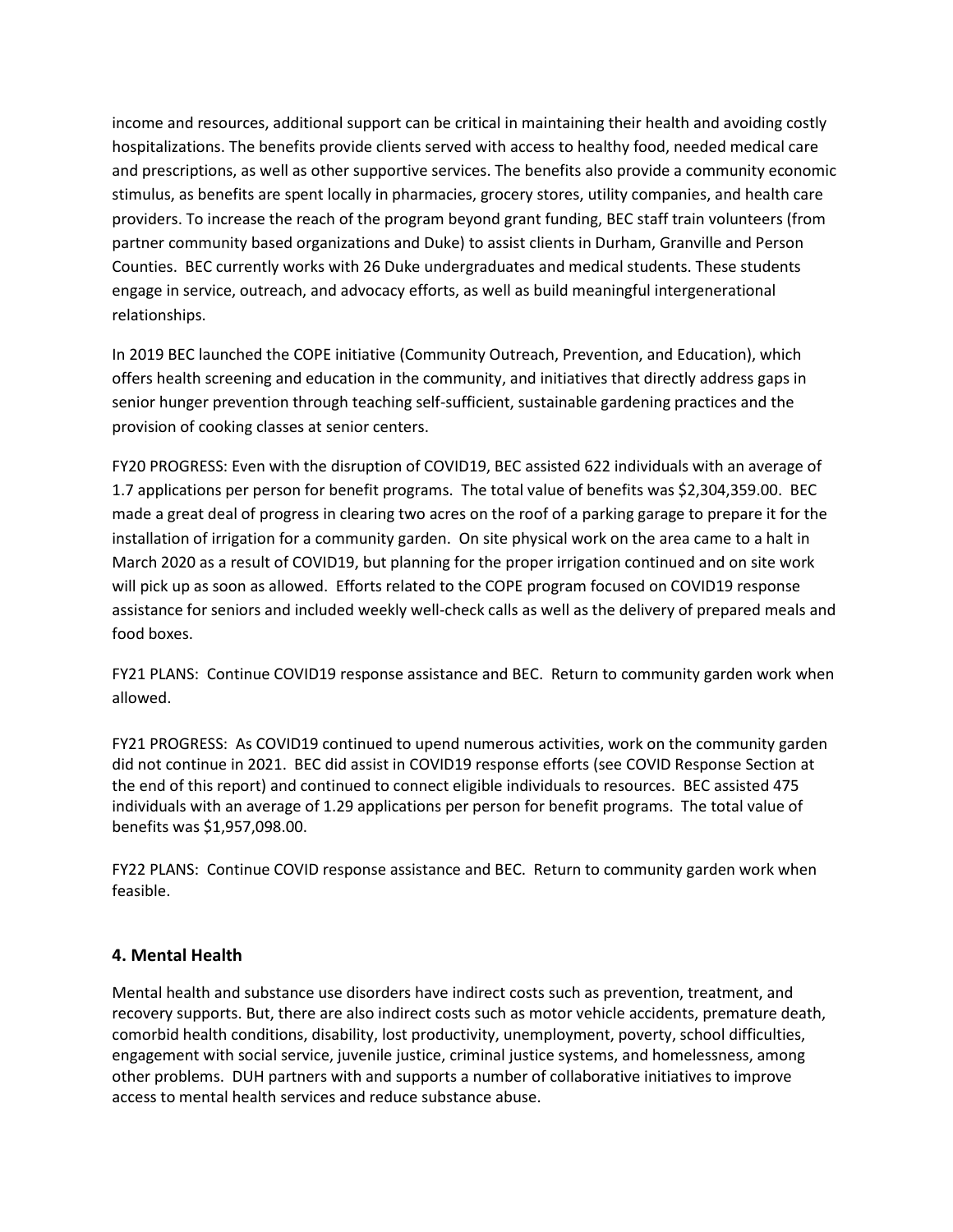income and resources, additional support can be critical in maintaining their health and avoiding costly hospitalizations. The benefits provide clients served with access to healthy food, needed medical care and prescriptions, as well as other supportive services. The benefits also provide a community economic stimulus, as benefits are spent locally in pharmacies, grocery stores, utility companies, and health care providers. To increase the reach of the program beyond grant funding, BEC staff train volunteers (from partner community based organizations and Duke) to assist clients in Durham, Granville and Person Counties. BEC currently works with 26 Duke undergraduates and medical students. These students engage in service, outreach, and advocacy efforts, as well as build meaningful intergenerational relationships.

In 2019 BEC launched the COPE initiative (Community Outreach, Prevention, and Education), which offers health screening and education in the community, and initiatives that directly address gaps in senior hunger prevention through teaching self-sufficient, sustainable gardening practices and the provision of cooking classes at senior centers.

FY20 PROGRESS: Even with the disruption of COVID19, BEC assisted 622 individuals with an average of 1.7 applications per person for benefit programs. The total value of benefits was $2,304,359.00. BEC made a great deal of progress in clearing two acres on the roof of a parking garage to prepare it for the installation of irrigation for a community garden. On site physical work on the area came to a halt in March 2020 as a result of COVID19, but planning for the proper irrigation continued and on site work will pick up as soon as allowed. Efforts related to the COPE program focused on COVID19 response assistance for seniors and included weekly well-check calls as well as the delivery of prepared meals and food boxes.

FY21 PLANS: Continue COVID19 response assistance and BEC. Return to community garden work when allowed.

FY21 PROGRESS: As COVID19 continued to upend numerous activities, work on the community garden did not continue in 2021. BEC did assist in COVID19 response efforts (see COVID Response Section at the end of this report) and continued to connect eligible individuals to resources. BEC assisted 475 individuals with an average of 1.29 applications per person for benefit programs. The total value of benefits was $1,957,098.00.

FY22 PLANS: Continue COVID response assistance and BEC. Return to community garden work when feasible.

### 4. Mental Health

Mental health and substance use disorders have indirect costs such as prevention, treatment, and recovery supports. But, there are also indirect costs such as motor vehicle accidents, premature death, comorbid health conditions, disability, lost productivity, unemployment, poverty, school difficulties, engagement with social service, juvenile justice, criminal justice systems, and homelessness, among other problems. DUH partners with and supports a number of collaborative initiatives to improve access to mental health services and reduce substance abuse.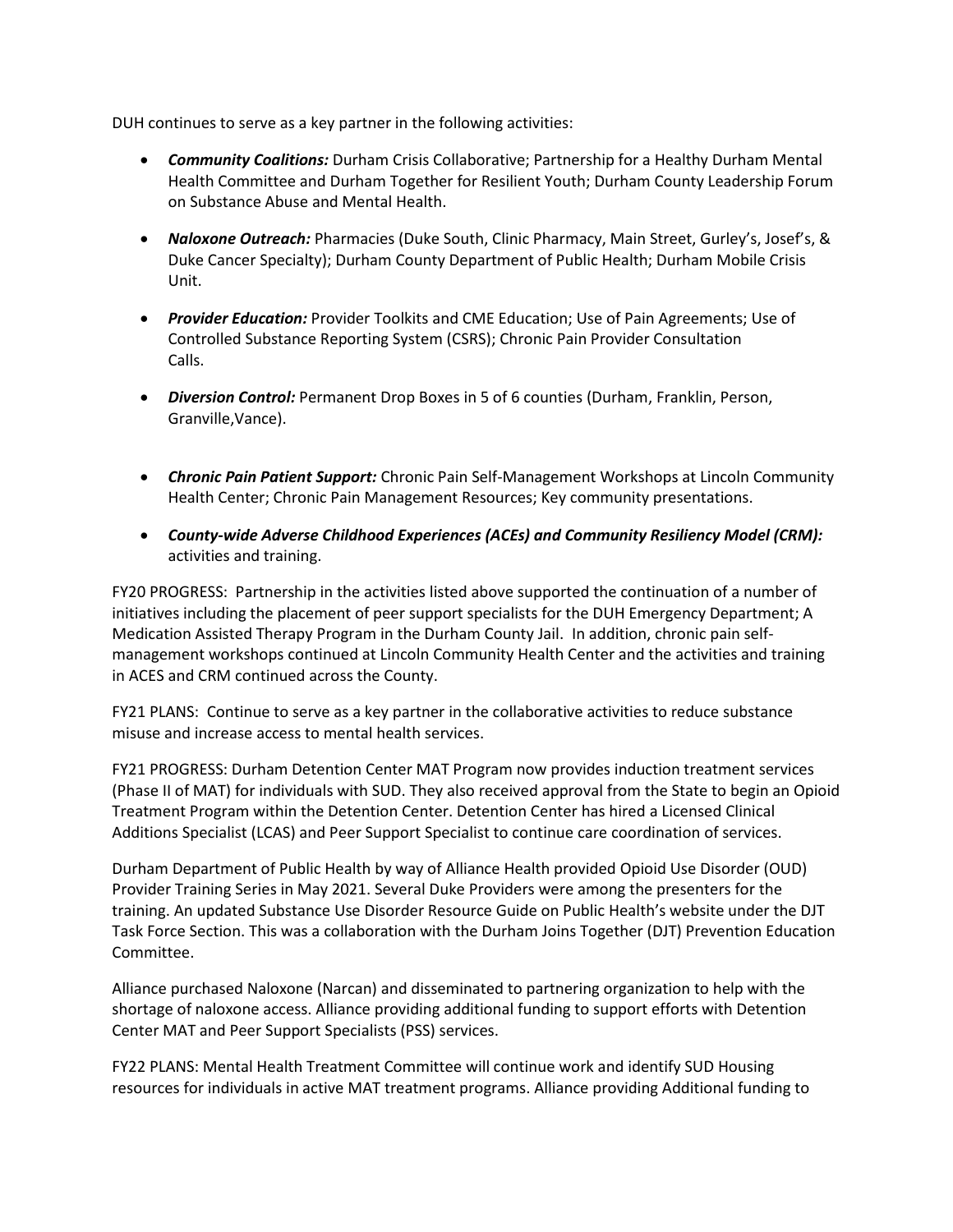DUH continues to serve as a key partner in the following activities:

- ***Community Coalitions:*** Durham Crisis Collaborative; Partnership for a Healthy Durham Mental Health Committee and Durham Together for Resilient Youth; Durham County Leadership Forum on Substance Abuse and Mental Health.
- ***Naloxone Outreach:*** Pharmacies (Duke South, Clinic Pharmacy, Main Street, Gurley's, Josef's, & Duke Cancer Specialty); Durham County Department of Public Health; Durham Mobile Crisis Unit.
- ***Provider Education:*** Provider Toolkits and CME Education; Use of Pain Agreements; Use of Controlled Substance Reporting System (CSRS); Chronic Pain Provider Consultation Calls.
- ***Diversion Control:*** Permanent Drop Boxes in 5 of 6 counties (Durham, Franklin, Person, Granville,Vance).
- ***Chronic Pain Patient Support:*** Chronic Pain Self-Management Workshops at Lincoln Community Health Center; Chronic Pain Management Resources; Key community presentations.
- ***County-wide Adverse Childhood Experiences (ACEs) and Community Resiliency Model (CRM):*** activities and training.

FY20 PROGRESS: Partnership in the activities listed above supported the continuation of a number of initiatives including the placement of peer support specialists for the DUH Emergency Department; A Medication Assisted Therapy Program in the Durham County Jail. In addition, chronic pain self-management workshops continued at Lincoln Community Health Center and the activities and training in ACES and CRM continued across the County.

FY21 PLANS: Continue to serve as a key partner in the collaborative activities to reduce substance misuse and increase access to mental health services.

FY21 PROGRESS: Durham Detention Center MAT Program now provides induction treatment services (Phase II of MAT) for individuals with SUD. They also received approval from the State to begin an Opioid Treatment Program within the Detention Center. Detention Center has hired a Licensed Clinical Additions Specialist (LCAS) and Peer Support Specialist to continue care coordination of services.

Durham Department of Public Health by way of Alliance Health provided Opioid Use Disorder (OUD) Provider Training Series in May 2021. Several Duke Providers were among the presenters for the training. An updated Substance Use Disorder Resource Guide on Public Health's website under the DJT Task Force Section. This was a collaboration with the Durham Joins Together (DJT) Prevention Education Committee.

Alliance purchased Naloxone (Narcan) and disseminated to partnering organization to help with the shortage of naloxone access. Alliance providing additional funding to support efforts with Detention Center MAT and Peer Support Specialists (PSS) services.

FY22 PLANS: Mental Health Treatment Committee will continue work and identify SUD Housing resources for individuals in active MAT treatment programs. Alliance providing Additional funding to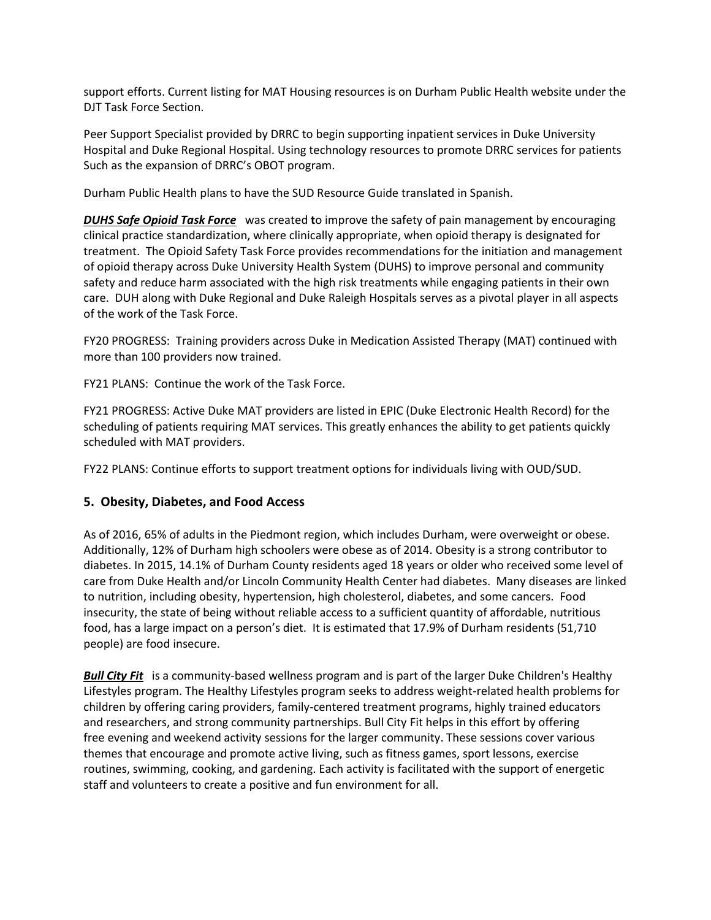support efforts. Current listing for MAT Housing resources is on Durham Public Health website under the DJT Task Force Section.

Peer Support Specialist provided by DRRC to begin supporting inpatient services in Duke University Hospital and Duke Regional Hospital. Using technology resources to promote DRRC services for patients Such as the expansion of DRRC's OBOT program.

Durham Public Health plans to have the SUD Resource Guide translated in Spanish.

***DUHS Safe Opioid Task Force*** was created **t**o improve the safety of pain management by encouraging clinical practice standardization, where clinically appropriate, when opioid therapy is designated for treatment. The Opioid Safety Task Force provides recommendations for the initiation and management of opioid therapy across Duke University Health System (DUHS) to improve personal and community safety and reduce harm associated with the high risk treatments while engaging patients in their own care. DUH along with Duke Regional and Duke Raleigh Hospitals serves as a pivotal player in all aspects of the work of the Task Force.

FY20 PROGRESS: Training providers across Duke in Medication Assisted Therapy (MAT) continued with more than 100 providers now trained.

FY21 PLANS: Continue the work of the Task Force.

FY21 PROGRESS: Active Duke MAT providers are listed in EPIC (Duke Electronic Health Record) for the scheduling of patients requiring MAT services. This greatly enhances the ability to get patients quickly scheduled with MAT providers.

FY22 PLANS: Continue efforts to support treatment options for individuals living with OUD/SUD.

## 5. Obesity, Diabetes, and Food Access

As of 2016, 65% of adults in the Piedmont region, which includes Durham, were overweight or obese. Additionally, 12% of Durham high schoolers were obese as of 2014. Obesity is a strong contributor to diabetes. In 2015, 14.1% of Durham County residents aged 18 years or older who received some level of care from Duke Health and/or Lincoln Community Health Center had diabetes. Many diseases are linked to nutrition, including obesity, hypertension, high cholesterol, diabetes, and some cancers. Food insecurity, the state of being without reliable access to a sufficient quantity of affordable, nutritious food, has a large impact on a person's diet. It is estimated that 17.9% of Durham residents (51,710 people) are food insecure.

***Bull City Fit*** is a community-based wellness program and is part of the larger Duke Children's Healthy Lifestyles program. The Healthy Lifestyles program seeks to address weight-related health problems for children by offering caring providers, family-centered treatment programs, highly trained educators and researchers, and strong community partnerships. Bull City Fit helps in this effort by offering free evening and weekend activity sessions for the larger community. These sessions cover various themes that encourage and promote active living, such as fitness games, sport lessons, exercise routines, swimming, cooking, and gardening. Each activity is facilitated with the support of energetic staff and volunteers to create a positive and fun environment for all.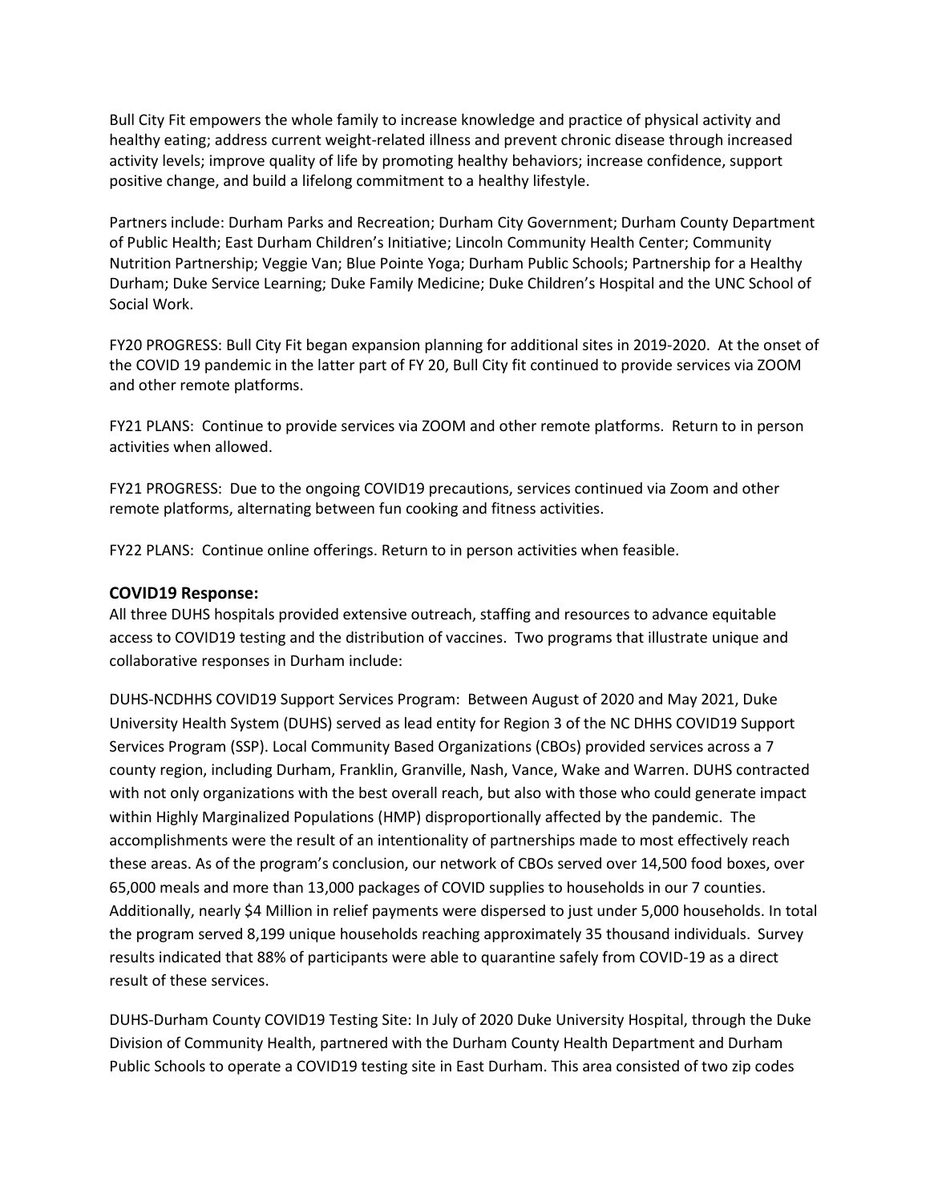Bull City Fit empowers the whole family to increase knowledge and practice of physical activity and healthy eating; address current weight-related illness and prevent chronic disease through increased activity levels; improve quality of life by promoting healthy behaviors; increase confidence, support positive change, and build a lifelong commitment to a healthy lifestyle.

Partners include: Durham Parks and Recreation; Durham City Government; Durham County Department of Public Health; East Durham Children's Initiative; Lincoln Community Health Center; Community Nutrition Partnership; Veggie Van; Blue Pointe Yoga; Durham Public Schools; Partnership for a Healthy Durham; Duke Service Learning; Duke Family Medicine; Duke Children's Hospital and the UNC School of Social Work.

FY20 PROGRESS: Bull City Fit began expansion planning for additional sites in 2019-2020. At the onset of the COVID 19 pandemic in the latter part of FY 20, Bull City fit continued to provide services via ZOOM and other remote platforms.

FY21 PLANS: Continue to provide services via ZOOM and other remote platforms. Return to in person activities when allowed.

FY21 PROGRESS: Due to the ongoing COVID19 precautions, services continued via Zoom and other remote platforms, alternating between fun cooking and fitness activities.

FY22 PLANS: Continue online offerings. Return to in person activities when feasible.

### COVID19 Response:

All three DUHS hospitals provided extensive outreach, staffing and resources to advance equitable access to COVID19 testing and the distribution of vaccines. Two programs that illustrate unique and collaborative responses in Durham include:

DUHS-NCDHHS COVID19 Support Services Program: Between August of 2020 and May 2021, Duke University Health System (DUHS) served as lead entity for Region 3 of the NC DHHS COVID19 Support Services Program (SSP). Local Community Based Organizations (CBOs) provided services across a 7 county region, including Durham, Franklin, Granville, Nash, Vance, Wake and Warren. DUHS contracted with not only organizations with the best overall reach, but also with those who could generate impact within Highly Marginalized Populations (HMP) disproportionally affected by the pandemic. The accomplishments were the result of an intentionality of partnerships made to most effectively reach these areas. As of the program's conclusion, our network of CBOs served over 14,500 food boxes, over 65,000 meals and more than 13,000 packages of COVID supplies to households in our 7 counties. Additionally, nearly $4 Million in relief payments were dispersed to just under 5,000 households. In total the program served 8,199 unique households reaching approximately 35 thousand individuals. Survey results indicated that 88% of participants were able to quarantine safely from COVID-19 as a direct result of these services.

DUHS-Durham County COVID19 Testing Site: In July of 2020 Duke University Hospital, through the Duke Division of Community Health, partnered with the Durham County Health Department and Durham Public Schools to operate a COVID19 testing site in East Durham. This area consisted of two zip codes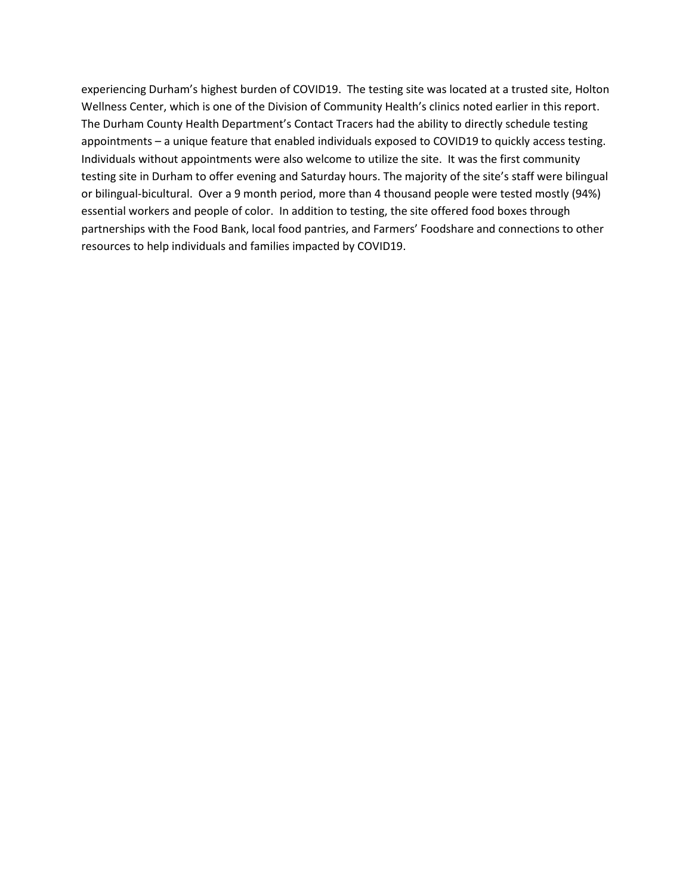experiencing Durham's highest burden of COVID19. The testing site was located at a trusted site, Holton Wellness Center, which is one of the Division of Community Health's clinics noted earlier in this report. The Durham County Health Department's Contact Tracers had the ability to directly schedule testing appointments – a unique feature that enabled individuals exposed to COVID19 to quickly access testing. Individuals without appointments were also welcome to utilize the site. It was the first community testing site in Durham to offer evening and Saturday hours. The majority of the site's staff were bilingual or bilingual-bicultural. Over a 9 month period, more than 4 thousand people were tested mostly (94%) essential workers and people of color. In addition to testing, the site offered food boxes through partnerships with the Food Bank, local food pantries, and Farmers' Foodshare and connections to other resources to help individuals and families impacted by COVID19.